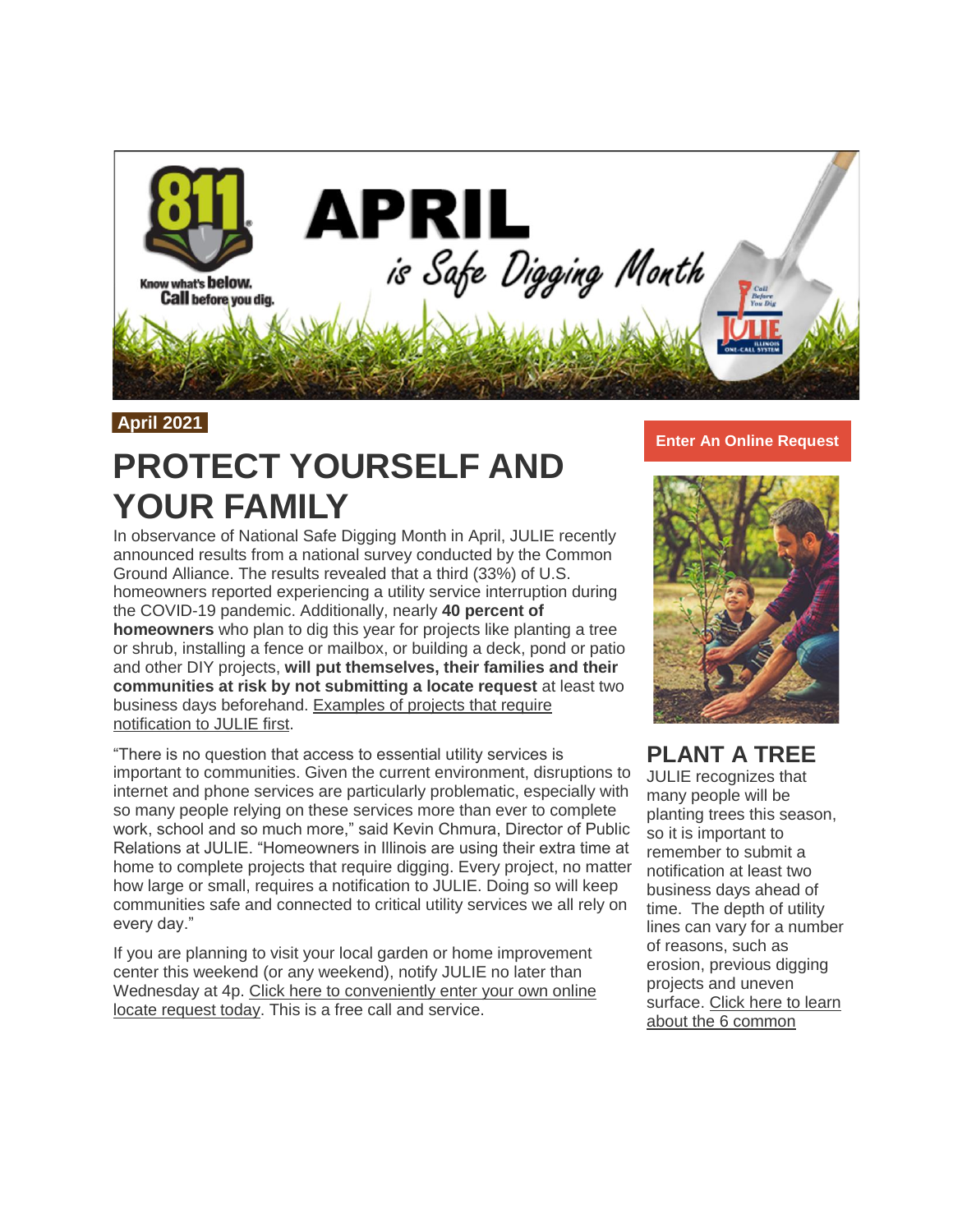April 2021

# PROTECT YOURSELF AND YOUR FAMILY

In observance of National Safe Digging Month in April, JULIE recently announced results from a national survey conducted by the Common Ground Alliance. The results revealed that a third (33%) of U.S. homeowners reported experiencing a utility service interruption during the COVID-19 pandemic. Additionally, nearly **40 percent of homeowners** who plan to dig this year for projects like planting a tree or shrub, installing a fence or mailbox, or building a deck, pond or patio and other DIY projects, **will put themselves, their families and their communities at risk by not submitting a locate request** at least two business days beforehand. Examples of projects that require notification to JULIE first.

"There is no question that access to essential utility services is important to communities. Given the current environment, disruptions to internet and phone services are particularly problematic, especially with so many people relying on these services more than ever to complete work, school and so much more," said Kevin Chmura, Director of Public Relations at JULIE. "Homeowners in Illinois are using their extra time at home to complete projects that require digging. Every project, no matter how large or small, requires a notification to JULIE. Doing so will keep communities safe and connected to critical utility services we all rely on every day."

If you are planning to visit your local garden or home improvement center this weekend (or any weekend), notify JULIE no later than Wednesday at 4p. Click here to conveniently enter your own online locate request today. This is a free call and service.

Enter An Online Request

## PLANT A TREE

JULIE recognizes that many people will be planting trees this season, so it is important to remember to submit a notification at least two business days ahead of time. The depth of utility lines can vary for a number of reasons, such as erosion, previous digging projects and uneven surface. Click here to learn about the 6 common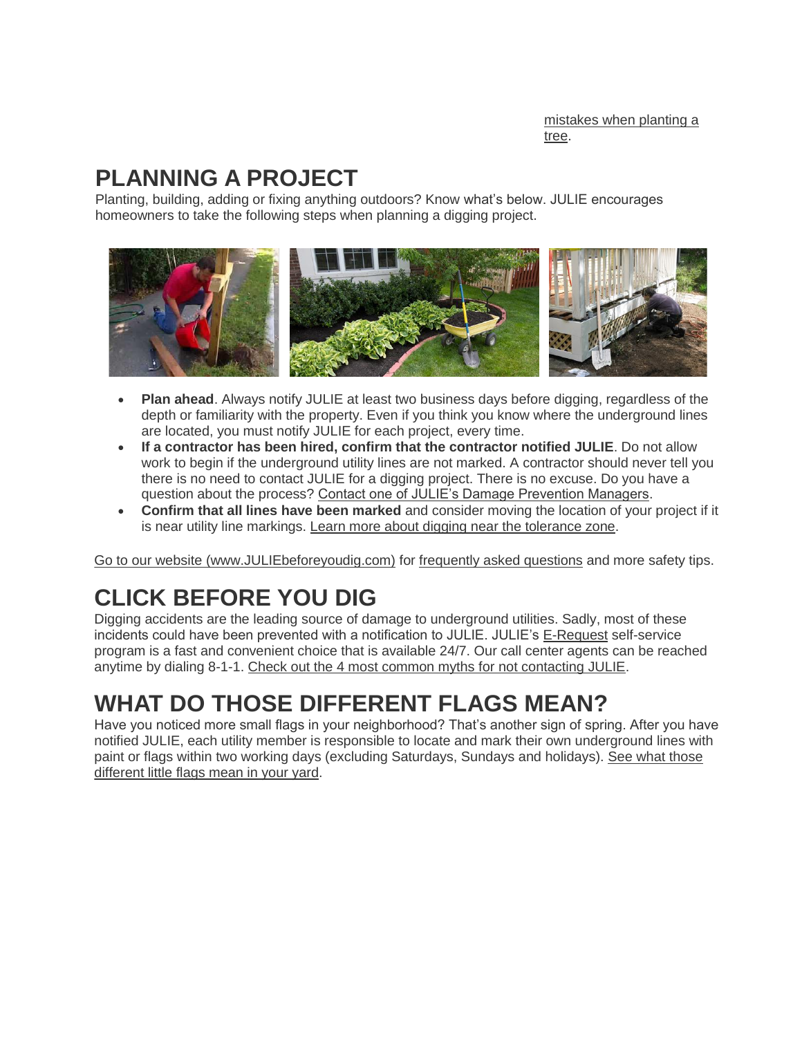mistakes when planting a tree.

## PLANNING A PROJECT

Planting, building, adding or fixing anything outdoors? Know what's below. JULIE encourages homeowners to take the following steps when planning a digging project.

- **Plan ahead**. Always notify JULIE at least two business days before digging, regardless of the depth or familiarity with the property. Even if you think you know where the underground lines are located, you must notify JULIE for each project, every time.
- **If a contractor has been hired, confirm that the contractor notified JULIE**. Do not allow work to begin if the underground utility lines are not marked. A contractor should never tell you there is no need to contact JULIE for a digging project. There is no excuse. Do you have a question about the process? Contact one of JULIE's Damage Prevention Managers.
- **Confirm that all lines have been marked** and consider moving the location of your project if it is near utility line markings. Learn more about digging near the tolerance zone.

Go to our website (www.JULIEbeforeyoudig.com) for frequently asked questions and more safety tips.

## CLICK BEFORE YOU DIG

Digging accidents are the leading source of damage to underground utilities. Sadly, most of these incidents could have been prevented with a notification to JULIE. JULIE's E-Request self-service program is a fast and convenient choice that is available 24/7. Our call center agents can be reached anytime by dialing 8-1-1. Check out the 4 most common myths for not contacting JULIE.

## WHAT DO THOSE DIFFERENT FLAGS MEAN?

Have you noticed more small flags in your neighborhood? That's another sign of spring. After you have notified JULIE, each utility member is responsible to locate and mark their own underground lines with paint or flags within two working days (excluding Saturdays, Sundays and holidays). See what those different little flags mean in your yard.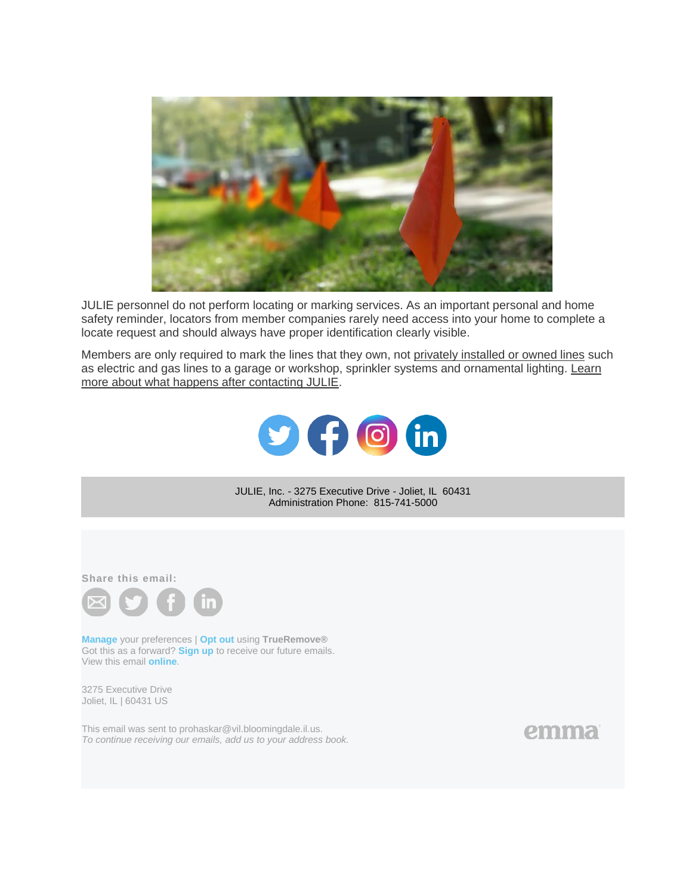JULIE personnel do not perform locating or marking services. As an important personal and home safety reminder, locators from member companies rarely need access into your home to complete a locate request and should always have proper identification clearly visible.

Members are only required to mark the lines that they own, not privately installed or owned lines such as electric and gas lines to a garage or workshop, sprinkler systems and ornamental lighting. Learn more about what happens after contacting JULIE.

JULIE, Inc. - 3275 Executive Drive - Joliet, IL 60431
Administration Phone: 815-741-5000

**Share this email:**

**Manage** your preferences | **Opt out** using **TrueRemove®**
Got this as a forward? **Sign up** to receive our future emails.
View this email **online**.

3275 Executive Drive
Joliet, IL | 60431 US

This email was sent to prohaskar@vil.bloomingdale.il.us.
*To continue receiving our emails, add us to your address book.*

emma